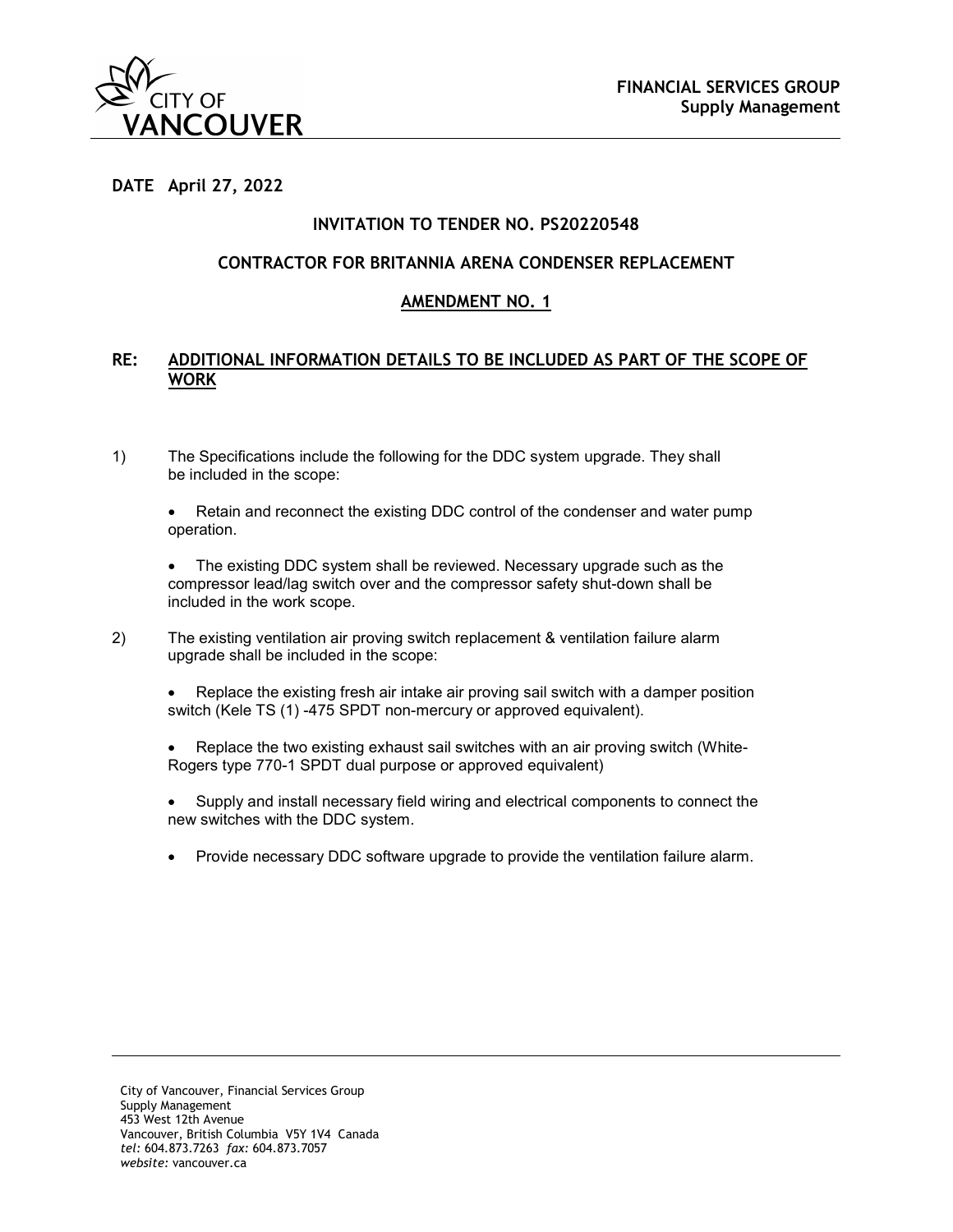**FINANCIAL SERVICES GROUP**
**Supply Management**

**DATE April 27, 2022**

## INVITATION TO TENDER NO. PS20220548

## CONTRACTOR FOR BRITANNIA ARENA CONDENSER REPLACEMENT

## AMENDMENT NO. 1

**RE: ADDITIONAL INFORMATION DETAILS TO BE INCLUDED AS PART OF THE SCOPE OF WORK**

1) The Specifications include the following for the DDC system upgrade. They shall be included in the scope:

   - Retain and reconnect the existing DDC control of the condenser and water pump operation.
   - The existing DDC system shall be reviewed. Necessary upgrade such as the compressor lead/lag switch over and the compressor safety shut-down shall be included in the work scope.

2) The existing ventilation air proving switch replacement & ventilation failure alarm upgrade shall be included in the scope:

   - Replace the existing fresh air intake air proving sail switch with a damper position switch (Kele TS (1) -475 SPDT non-mercury or approved equivalent).
   - Replace the two existing exhaust sail switches with an air proving switch (White-Rogers type 770-1 SPDT dual purpose or approved equivalent)
   - Supply and install necessary field wiring and electrical components to connect the new switches with the DDC system.
   - Provide necessary DDC software upgrade to provide the ventilation failure alarm.

City of Vancouver, Financial Services Group
Supply Management
453 West 12th Avenue
Vancouver, British Columbia V5Y 1V4 Canada
*tel:* 604.873.7263 *fax:* 604.873.7057
*website:* vancouver.ca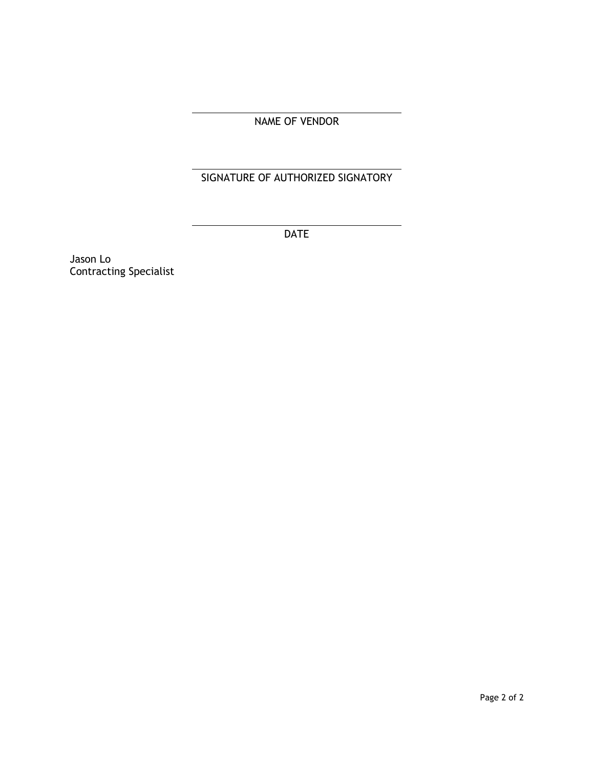\_\_\_\_\_\_\_\_\_\_\_\_\_\_\_\_\_\_\_\_\_\_\_\_\_\_\_\_\_\_\_\_\_\_\_\_\_\_\_\_

NAME OF VENDOR

\_\_\_\_\_\_\_\_\_\_\_\_\_\_\_\_\_\_\_\_\_\_\_\_\_\_\_\_\_\_\_\_\_\_\_\_\_\_\_\_

SIGNATURE OF AUTHORIZED SIGNATORY

\_\_\_\_\_\_\_\_\_\_\_\_\_\_\_\_\_\_\_\_\_\_\_\_\_\_\_\_\_\_\_\_\_\_\_\_\_\_\_\_

DATE

Jason Lo  
Contracting Specialist